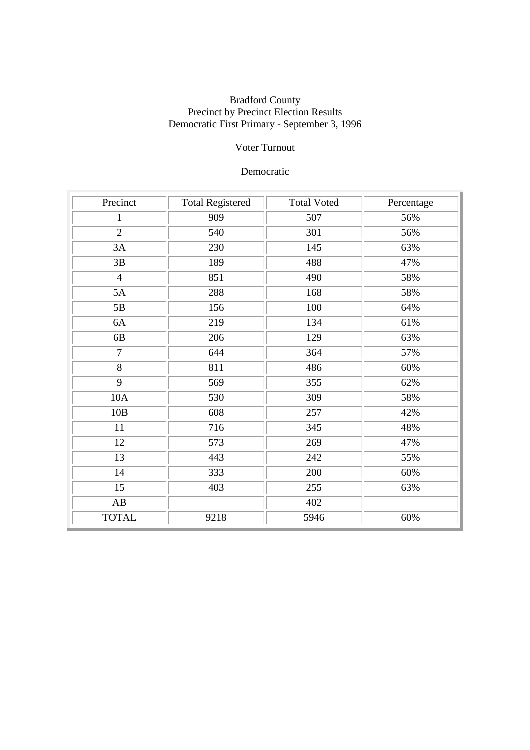Bradford County
Precinct by Precinct Election Results
Democratic First Primary - September 3, 1996

Voter Turnout

Democratic

| Precinct | Total Registered | Total Voted | Percentage |
|---|---|---|---|
| 1 | 909 | 507 | 56% |
| 2 | 540 | 301 | 56% |
| 3A | 230 | 145 | 63% |
| 3B | 189 | 488 | 47% |
| 4 | 851 | 490 | 58% |
| 5A | 288 | 168 | 58% |
| 5B | 156 | 100 | 64% |
| 6A | 219 | 134 | 61% |
| 6B | 206 | 129 | 63% |
| 7 | 644 | 364 | 57% |
| 8 | 811 | 486 | 60% |
| 9 | 569 | 355 | 62% |
| 10A | 530 | 309 | 58% |
| 10B | 608 | 257 | 42% |
| 11 | 716 | 345 | 48% |
| 12 | 573 | 269 | 47% |
| 13 | 443 | 242 | 55% |
| 14 | 333 | 200 | 60% |
| 15 | 403 | 255 | 63% |
| AB | | 402 | |
| TOTAL | 9218 | 5946 | 60% |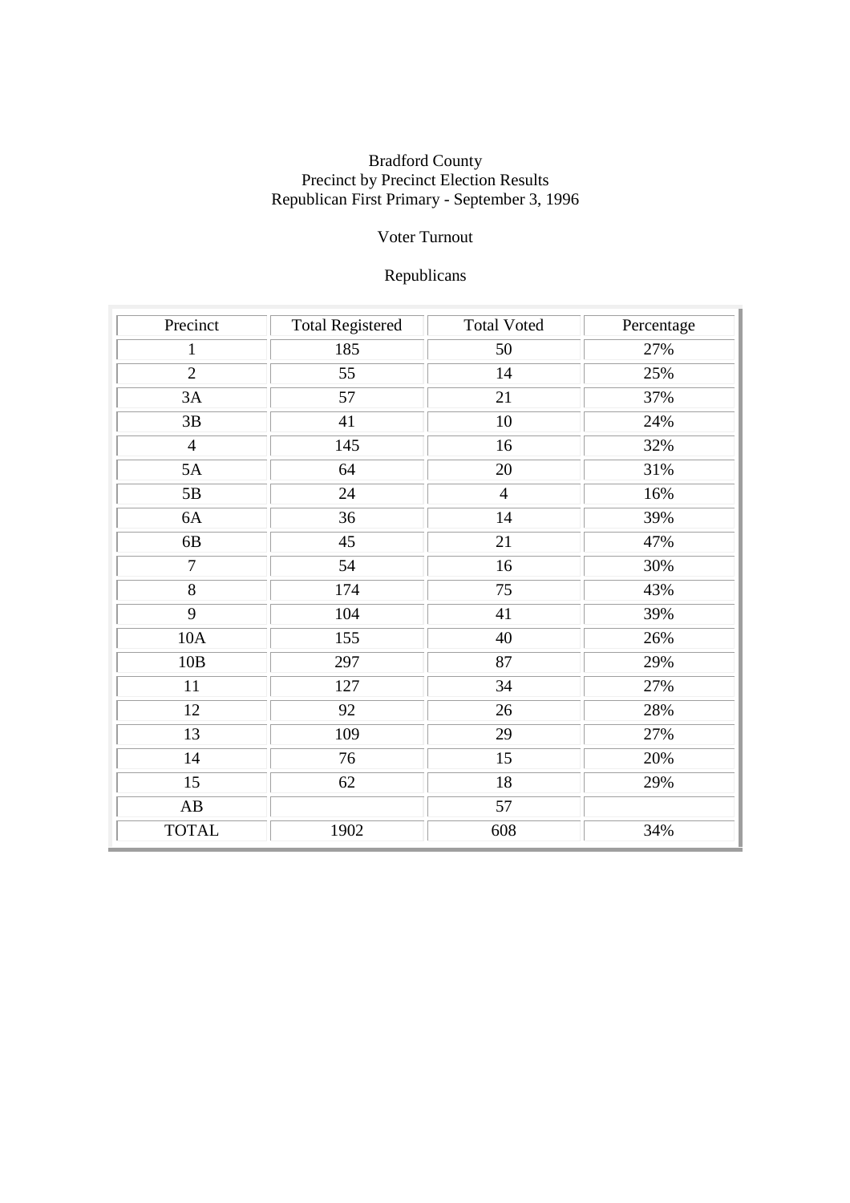Bradford County
Precinct by Precinct Election Results
Republican First Primary - September 3, 1996

Voter Turnout

Republicans

| Precinct | Total Registered | Total Voted | Percentage |
|---|---|---|---|
| 1 | 185 | 50 | 27% |
| 2 | 55 | 14 | 25% |
| 3A | 57 | 21 | 37% |
| 3B | 41 | 10 | 24% |
| 4 | 145 | 16 | 32% |
| 5A | 64 | 20 | 31% |
| 5B | 24 | 4 | 16% |
| 6A | 36 | 14 | 39% |
| 6B | 45 | 21 | 47% |
| 7 | 54 | 16 | 30% |
| 8 | 174 | 75 | 43% |
| 9 | 104 | 41 | 39% |
| 10A | 155 | 40 | 26% |
| 10B | 297 | 87 | 29% |
| 11 | 127 | 34 | 27% |
| 12 | 92 | 26 | 28% |
| 13 | 109 | 29 | 27% |
| 14 | 76 | 15 | 20% |
| 15 | 62 | 18 | 29% |
| AB | | 57 | |
| TOTAL | 1902 | 608 | 34% |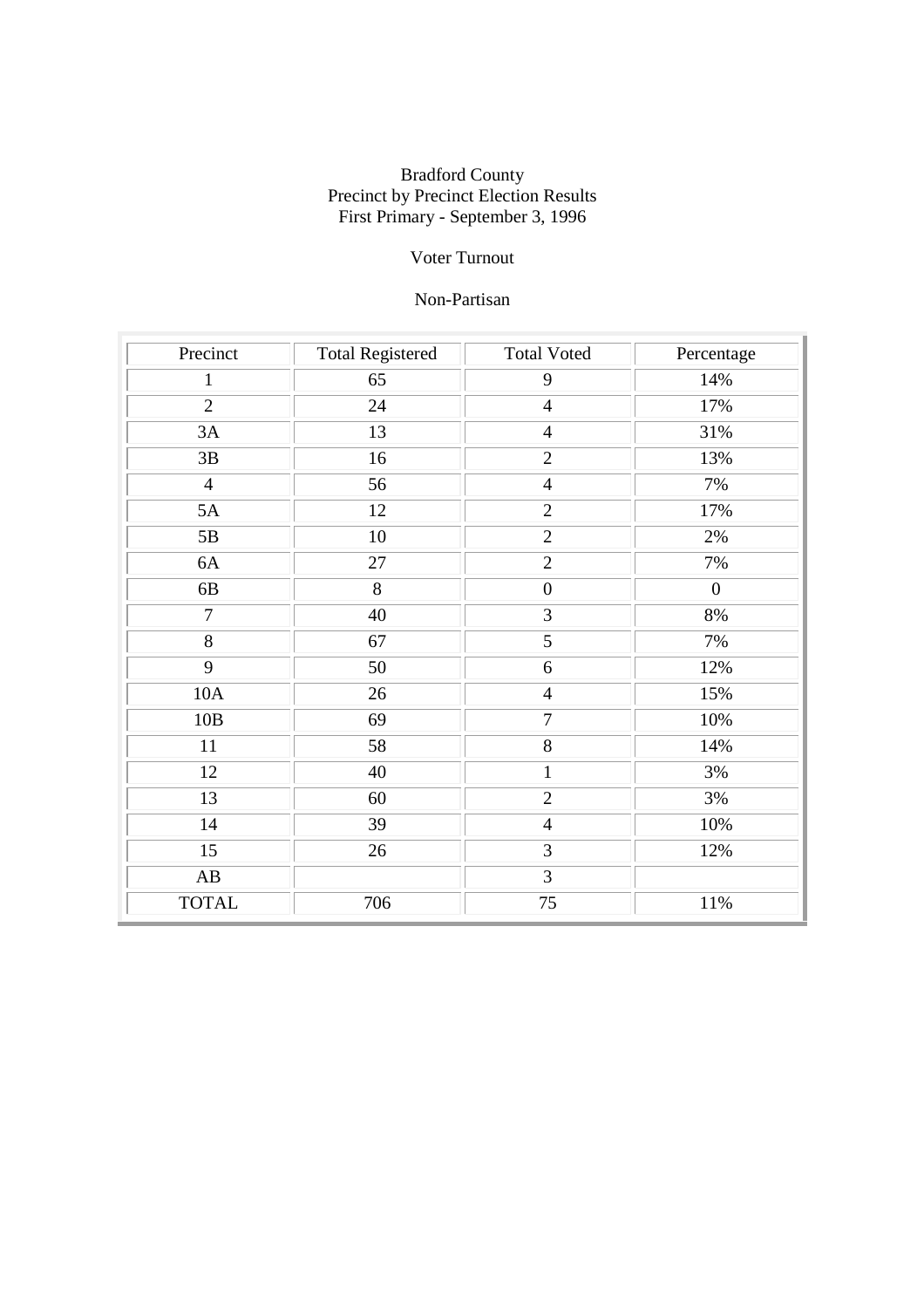Bradford County
Precinct by Precinct Election Results
First Primary - September 3, 1996

Voter Turnout

Non-Partisan

| Precinct | Total Registered | Total Voted | Percentage |
|---|---|---|---|
| 1 | 65 | 9 | 14% |
| 2 | 24 | 4 | 17% |
| 3A | 13 | 4 | 31% |
| 3B | 16 | 2 | 13% |
| 4 | 56 | 4 | 7% |
| 5A | 12 | 2 | 17% |
| 5B | 10 | 2 | 2% |
| 6A | 27 | 2 | 7% |
| 6B | 8 | 0 | 0 |
| 7 | 40 | 3 | 8% |
| 8 | 67 | 5 | 7% |
| 9 | 50 | 6 | 12% |
| 10A | 26 | 4 | 15% |
| 10B | 69 | 7 | 10% |
| 11 | 58 | 8 | 14% |
| 12 | 40 | 1 | 3% |
| 13 | 60 | 2 | 3% |
| 14 | 39 | 4 | 10% |
| 15 | 26 | 3 | 12% |
| AB | | 3 | |
| TOTAL | 706 | 75 | 11% |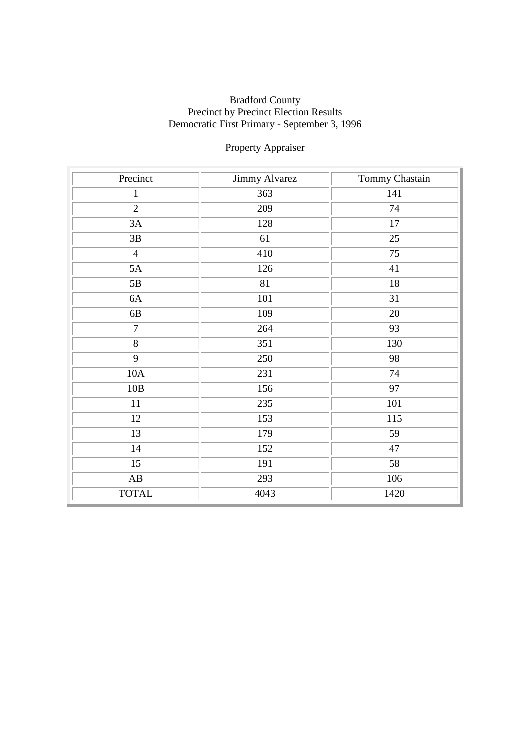Bradford County
Precinct by Precinct Election Results
Democratic First Primary - September 3, 1996

Property Appraiser

| Precinct | Jimmy Alvarez | Tommy Chastain |
|---|---|---|
| 1 | 363 | 141 |
| 2 | 209 | 74 |
| 3A | 128 | 17 |
| 3B | 61 | 25 |
| 4 | 410 | 75 |
| 5A | 126 | 41 |
| 5B | 81 | 18 |
| 6A | 101 | 31 |
| 6B | 109 | 20 |
| 7 | 264 | 93 |
| 8 | 351 | 130 |
| 9 | 250 | 98 |
| 10A | 231 | 74 |
| 10B | 156 | 97 |
| 11 | 235 | 101 |
| 12 | 153 | 115 |
| 13 | 179 | 59 |
| 14 | 152 | 47 |
| 15 | 191 | 58 |
| AB | 293 | 106 |
| TOTAL | 4043 | 1420 |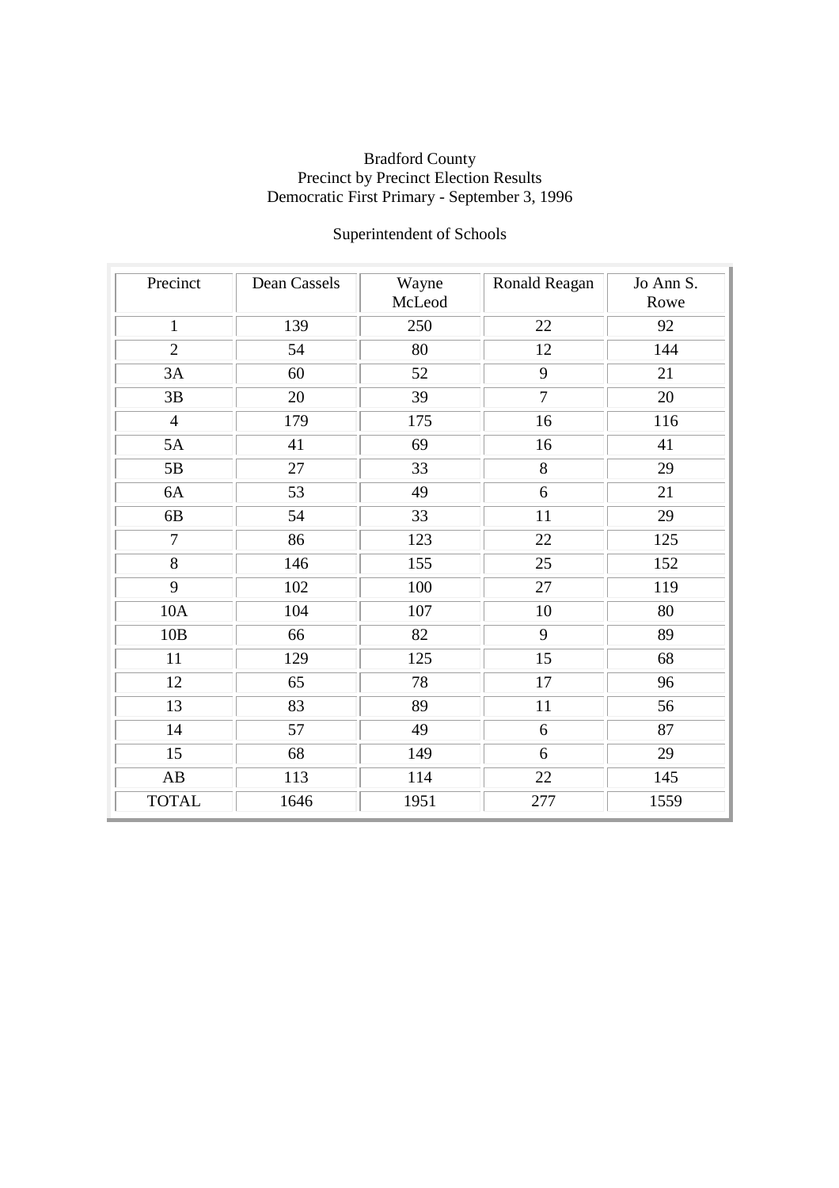Bradford County
Precinct by Precinct Election Results
Democratic First Primary - September 3, 1996

Superintendent of Schools

| Precinct | Dean Cassels | Wayne McLeod | Ronald Reagan | Jo Ann S. Rowe |
|---|---|---|---|---|
| 1 | 139 | 250 | 22 | 92 |
| 2 | 54 | 80 | 12 | 144 |
| 3A | 60 | 52 | 9 | 21 |
| 3B | 20 | 39 | 7 | 20 |
| 4 | 179 | 175 | 16 | 116 |
| 5A | 41 | 69 | 16 | 41 |
| 5B | 27 | 33 | 8 | 29 |
| 6A | 53 | 49 | 6 | 21 |
| 6B | 54 | 33 | 11 | 29 |
| 7 | 86 | 123 | 22 | 125 |
| 8 | 146 | 155 | 25 | 152 |
| 9 | 102 | 100 | 27 | 119 |
| 10A | 104 | 107 | 10 | 80 |
| 10B | 66 | 82 | 9 | 89 |
| 11 | 129 | 125 | 15 | 68 |
| 12 | 65 | 78 | 17 | 96 |
| 13 | 83 | 89 | 11 | 56 |
| 14 | 57 | 49 | 6 | 87 |
| 15 | 68 | 149 | 6 | 29 |
| AB | 113 | 114 | 22 | 145 |
| TOTAL | 1646 | 1951 | 277 | 1559 |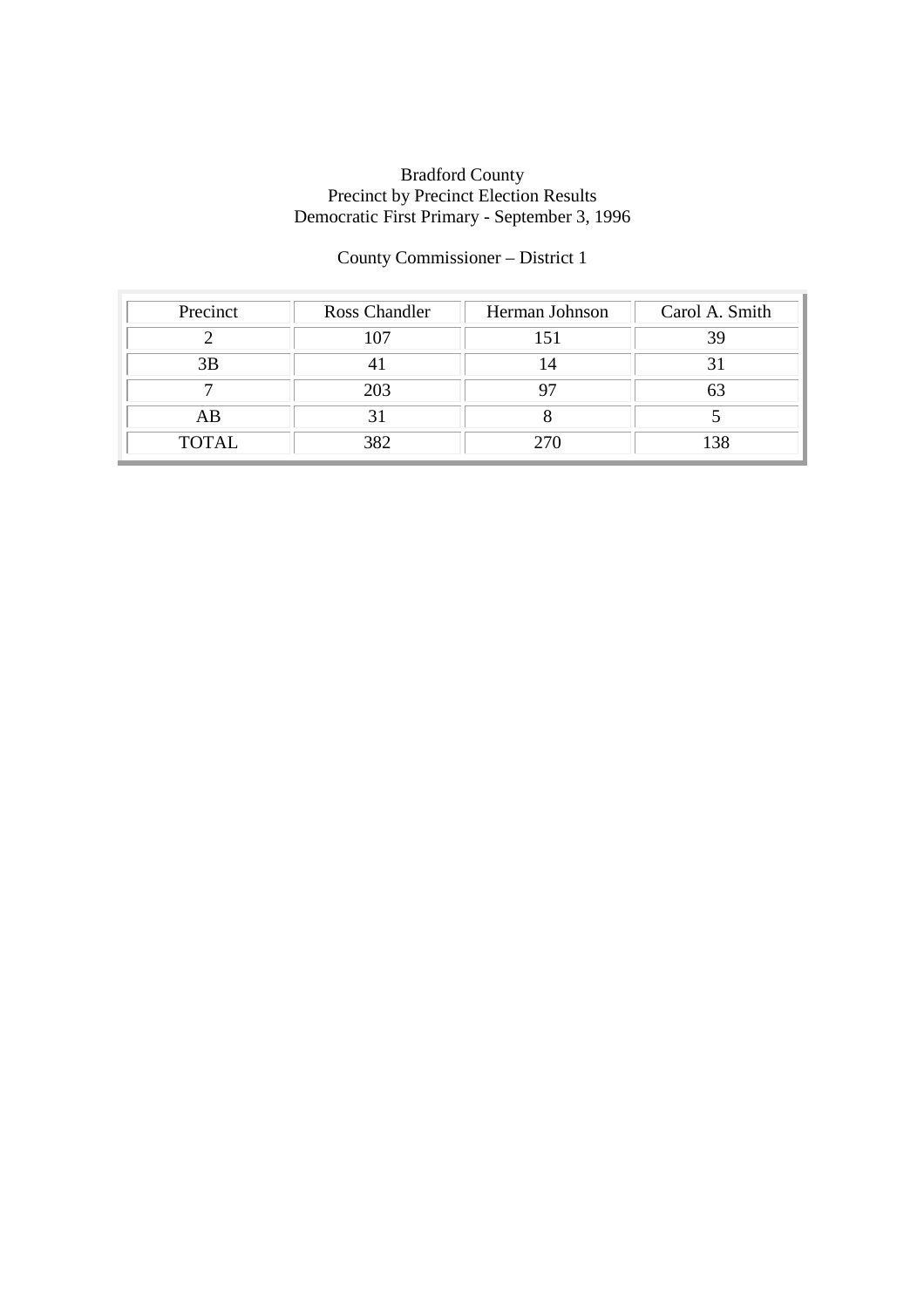Bradford County
Precinct by Precinct Election Results
Democratic First Primary - September 3, 1996

County Commissioner – District 1

| Precinct | Ross Chandler | Herman Johnson | Carol A. Smith |
|---|---|---|---|
| 2 | 107 | 151 | 39 |
| 3B | 41 | 14 | 31 |
| 7 | 203 | 97 | 63 |
| AB | 31 | 8 | 5 |
| TOTAL | 382 | 270 | 138 |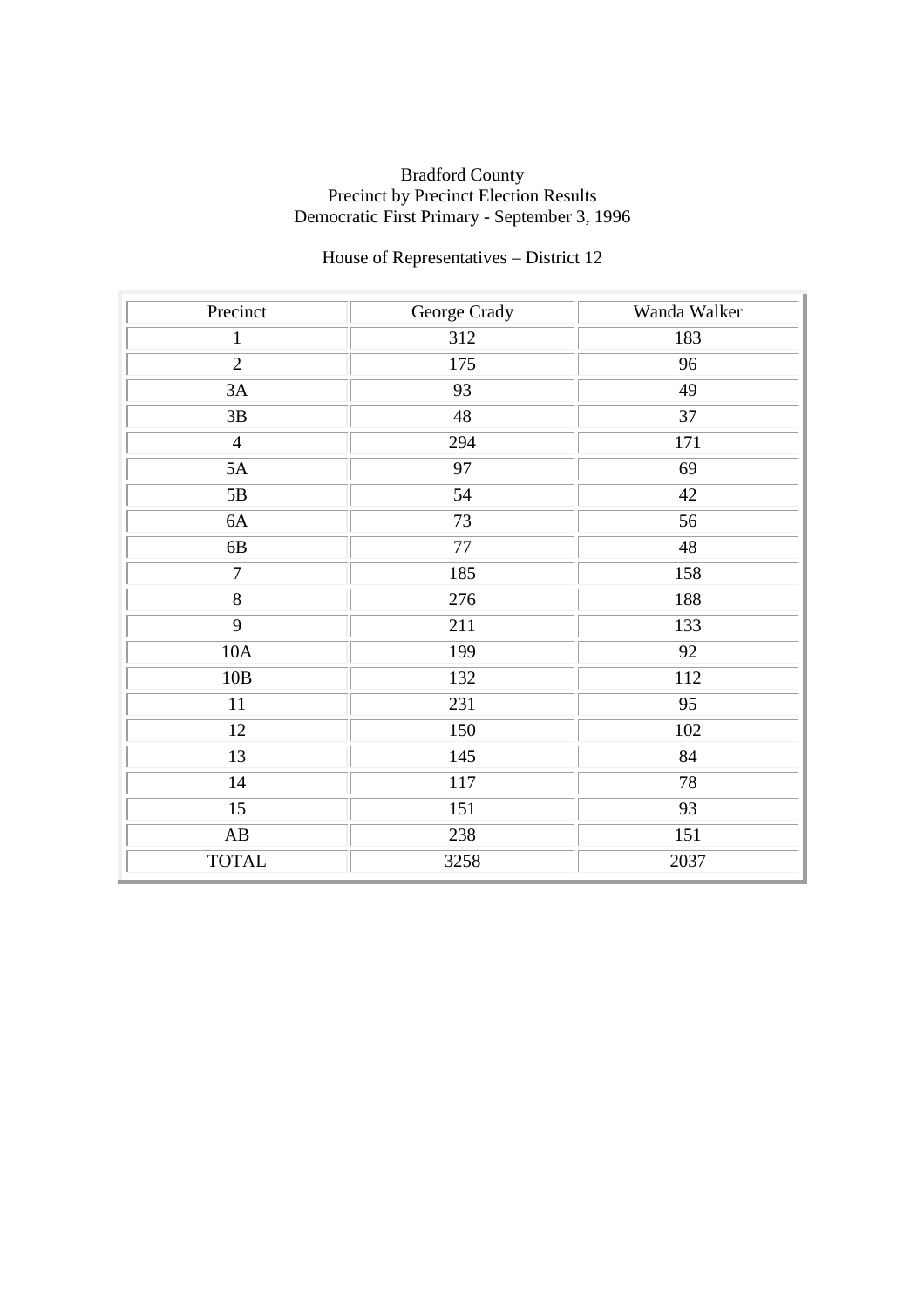Bradford County
Precinct by Precinct Election Results
Democratic First Primary - September 3, 1996

House of Representatives – District 12

| Precinct | George Crady | Wanda Walker |
|---|---|---|
| 1 | 312 | 183 |
| 2 | 175 | 96 |
| 3A | 93 | 49 |
| 3B | 48 | 37 |
| 4 | 294 | 171 |
| 5A | 97 | 69 |
| 5B | 54 | 42 |
| 6A | 73 | 56 |
| 6B | 77 | 48 |
| 7 | 185 | 158 |
| 8 | 276 | 188 |
| 9 | 211 | 133 |
| 10A | 199 | 92 |
| 10B | 132 | 112 |
| 11 | 231 | 95 |
| 12 | 150 | 102 |
| 13 | 145 | 84 |
| 14 | 117 | 78 |
| 15 | 151 | 93 |
| AB | 238 | 151 |
| TOTAL | 3258 | 2037 |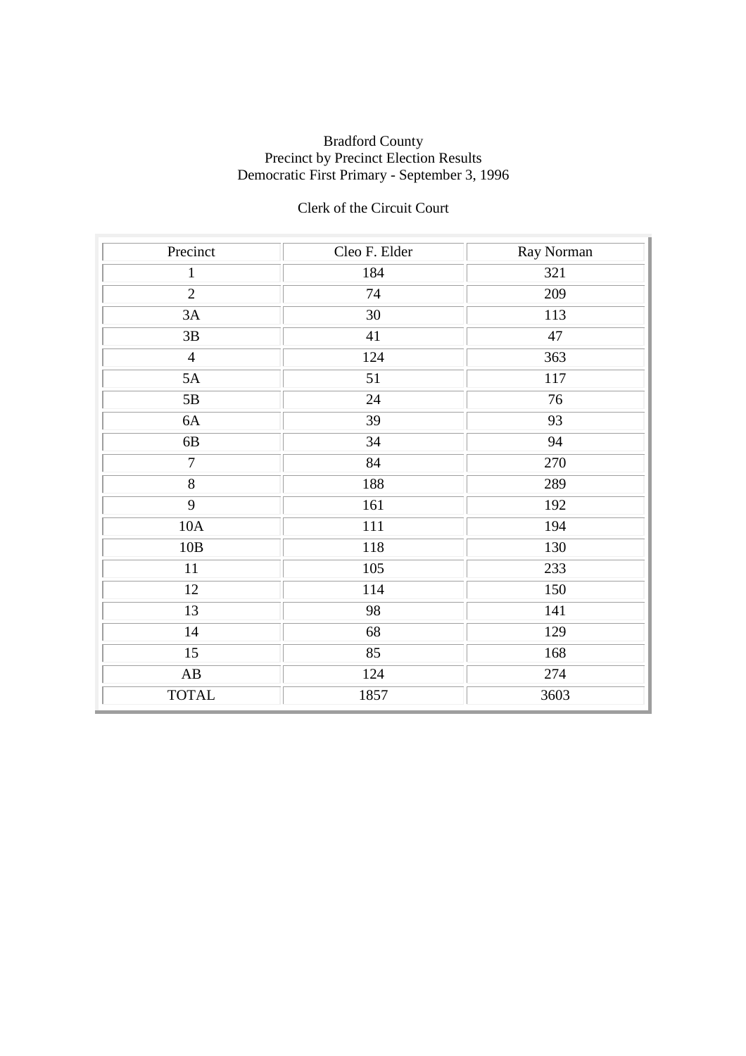Bradford County
Precinct by Precinct Election Results
Democratic First Primary - September 3, 1996

Clerk of the Circuit Court

| Precinct | Cleo F. Elder | Ray Norman |
|---|---|---|
| 1 | 184 | 321 |
| 2 | 74 | 209 |
| 3A | 30 | 113 |
| 3B | 41 | 47 |
| 4 | 124 | 363 |
| 5A | 51 | 117 |
| 5B | 24 | 76 |
| 6A | 39 | 93 |
| 6B | 34 | 94 |
| 7 | 84 | 270 |
| 8 | 188 | 289 |
| 9 | 161 | 192 |
| 10A | 111 | 194 |
| 10B | 118 | 130 |
| 11 | 105 | 233 |
| 12 | 114 | 150 |
| 13 | 98 | 141 |
| 14 | 68 | 129 |
| 15 | 85 | 168 |
| AB | 124 | 274 |
| TOTAL | 1857 | 3603 |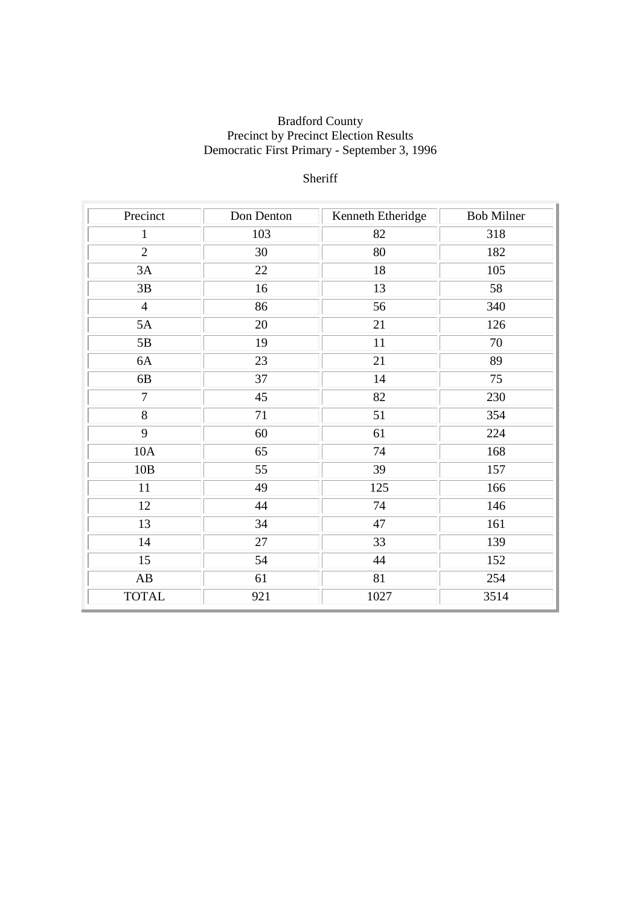Bradford County
Precinct by Precinct Election Results
Democratic First Primary - September 3, 1996

Sheriff

| Precinct | Don Denton | Kenneth Etheridge | Bob Milner |
|---|---|---|---|
| 1 | 103 | 82 | 318 |
| 2 | 30 | 80 | 182 |
| 3A | 22 | 18 | 105 |
| 3B | 16 | 13 | 58 |
| 4 | 86 | 56 | 340 |
| 5A | 20 | 21 | 126 |
| 5B | 19 | 11 | 70 |
| 6A | 23 | 21 | 89 |
| 6B | 37 | 14 | 75 |
| 7 | 45 | 82 | 230 |
| 8 | 71 | 51 | 354 |
| 9 | 60 | 61 | 224 |
| 10A | 65 | 74 | 168 |
| 10B | 55 | 39 | 157 |
| 11 | 49 | 125 | 166 |
| 12 | 44 | 74 | 146 |
| 13 | 34 | 47 | 161 |
| 14 | 27 | 33 | 139 |
| 15 | 54 | 44 | 152 |
| AB | 61 | 81 | 254 |
| TOTAL | 921 | 1027 | 3514 |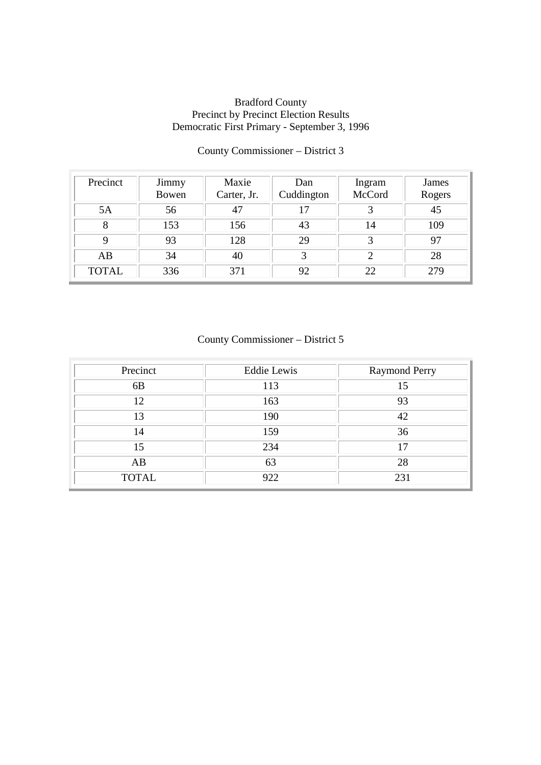Bradford County
Precinct by Precinct Election Results
Democratic First Primary - September 3, 1996

County Commissioner – District 3

| Precinct | Jimmy Bowen | Maxie Carter, Jr. | Dan Cuddington | Ingram McCord | James Rogers |
|---|---|---|---|---|---|
| 5A | 56 | 47 | 17 | 3 | 45 |
| 8 | 153 | 156 | 43 | 14 | 109 |
| 9 | 93 | 128 | 29 | 3 | 97 |
| AB | 34 | 40 | 3 | 2 | 28 |
| TOTAL | 336 | 371 | 92 | 22 | 279 |

County Commissioner – District 5

| Precinct | Eddie Lewis | Raymond Perry |
|---|---|---|
| 6B | 113 | 15 |
| 12 | 163 | 93 |
| 13 | 190 | 42 |
| 14 | 159 | 36 |
| 15 | 234 | 17 |
| AB | 63 | 28 |
| TOTAL | 922 | 231 |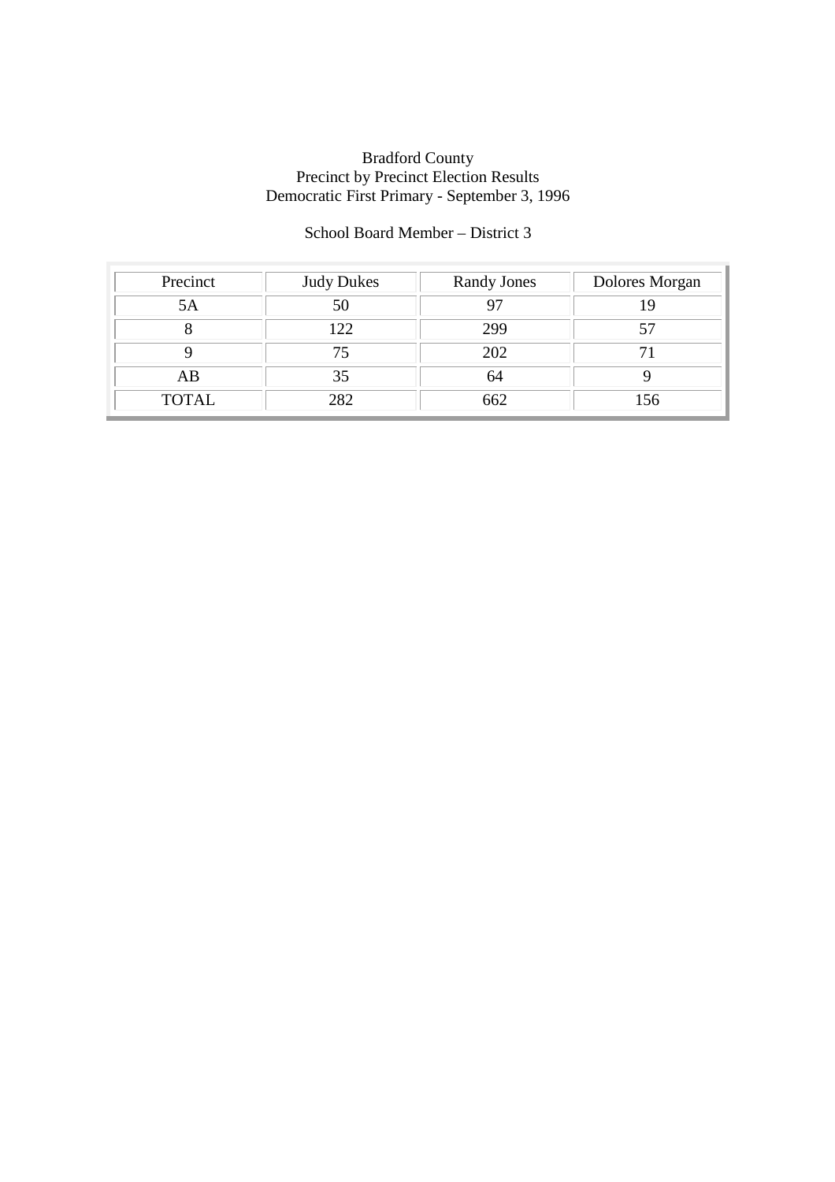Bradford County
Precinct by Precinct Election Results
Democratic First Primary - September 3, 1996

School Board Member – District 3

| Precinct | Judy Dukes | Randy Jones | Dolores Morgan |
|---|---|---|---|
| 5A | 50 | 97 | 19 |
| 8 | 122 | 299 | 57 |
| 9 | 75 | 202 | 71 |
| AB | 35 | 64 | 9 |
| TOTAL | 282 | 662 | 156 |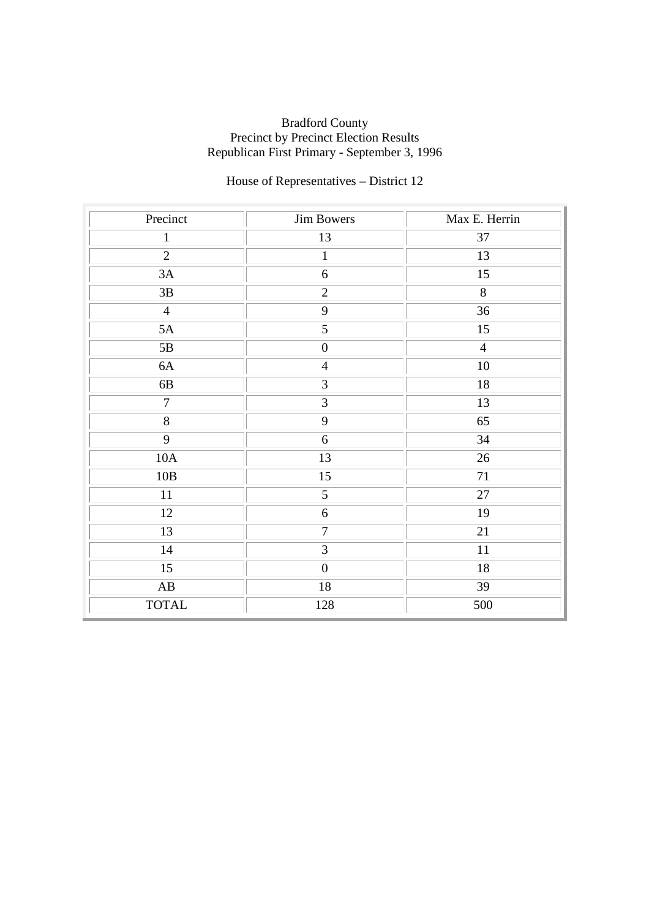Bradford County
Precinct by Precinct Election Results
Republican First Primary - September 3, 1996

House of Representatives – District 12

| Precinct | Jim Bowers | Max E. Herrin |
|---|---|---|
| 1 | 13 | 37 |
| 2 | 1 | 13 |
| 3A | 6 | 15 |
| 3B | 2 | 8 |
| 4 | 9 | 36 |
| 5A | 5 | 15 |
| 5B | 0 | 4 |
| 6A | 4 | 10 |
| 6B | 3 | 18 |
| 7 | 3 | 13 |
| 8 | 9 | 65 |
| 9 | 6 | 34 |
| 10A | 13 | 26 |
| 10B | 15 | 71 |
| 11 | 5 | 27 |
| 12 | 6 | 19 |
| 13 | 7 | 21 |
| 14 | 3 | 11 |
| 15 | 0 | 18 |
| AB | 18 | 39 |
| TOTAL | 128 | 500 |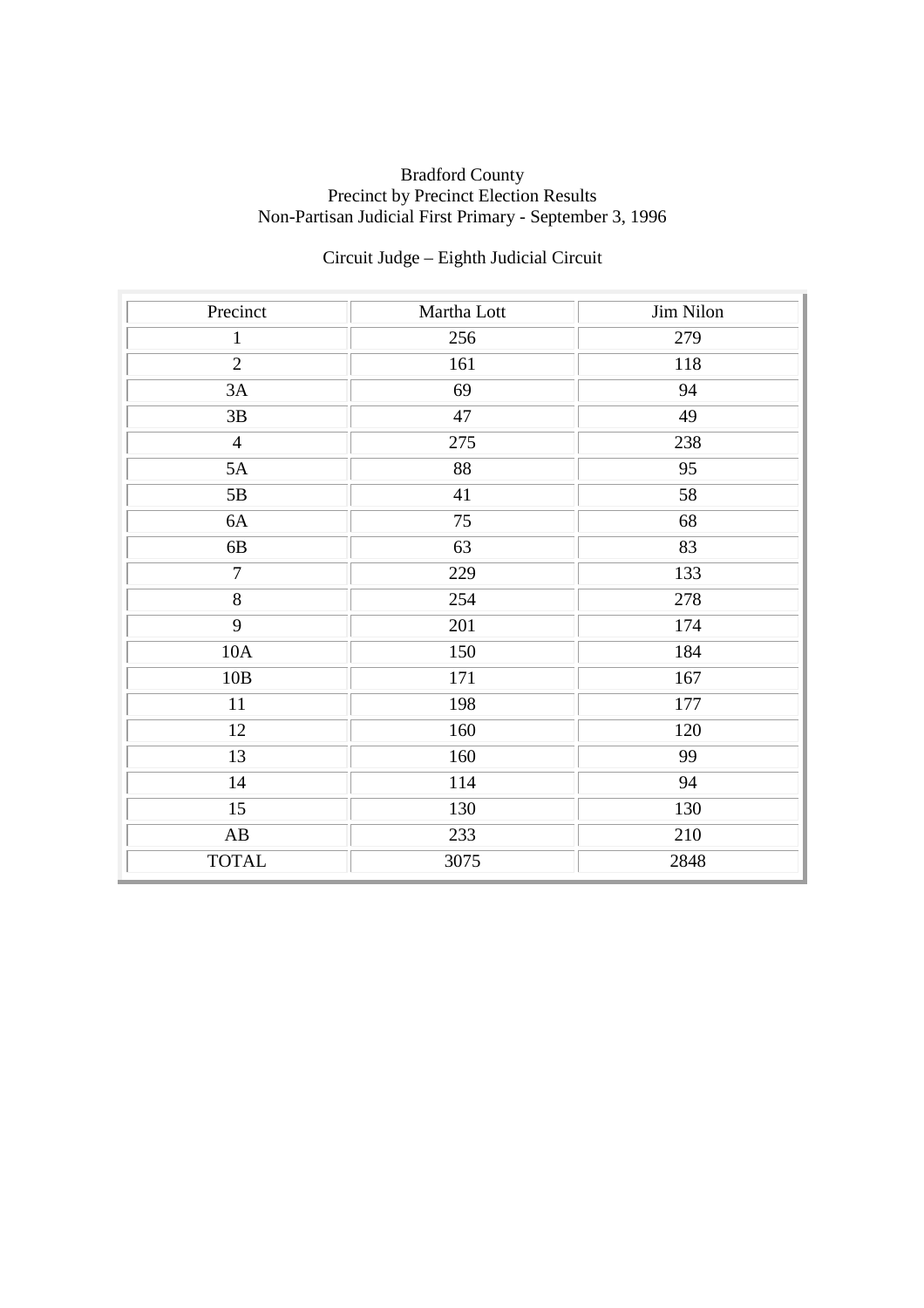Bradford County
Precinct by Precinct Election Results
Non-Partisan Judicial First Primary - September 3, 1996

Circuit Judge – Eighth Judicial Circuit

| Precinct | Martha Lott | Jim Nilon |
|---|---|---|
| 1 | 256 | 279 |
| 2 | 161 | 118 |
| 3A | 69 | 94 |
| 3B | 47 | 49 |
| 4 | 275 | 238 |
| 5A | 88 | 95 |
| 5B | 41 | 58 |
| 6A | 75 | 68 |
| 6B | 63 | 83 |
| 7 | 229 | 133 |
| 8 | 254 | 278 |
| 9 | 201 | 174 |
| 10A | 150 | 184 |
| 10B | 171 | 167 |
| 11 | 198 | 177 |
| 12 | 160 | 120 |
| 13 | 160 | 99 |
| 14 | 114 | 94 |
| 15 | 130 | 130 |
| AB | 233 | 210 |
| TOTAL | 3075 | 2848 |